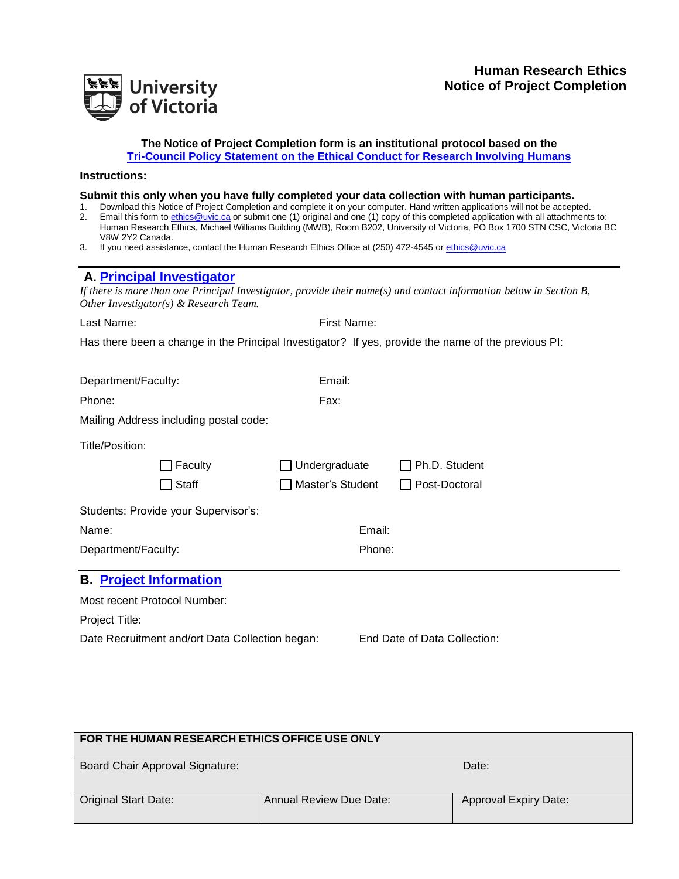# Human Research Ethics
# Notice of Project Completion

University of Victoria

**The Notice of Project Completion form is an institutional protocol based on the [Tri-Council Policy Statement on the Ethical Conduct for Research Involving Humans]**

**Instructions:**

**Submit this only when you have fully completed your data collection with human participants.**

1. Download this Notice of Project Completion and complete it on your computer. Hand written applications will not be accepted.
2. Email this form to ethics@uvic.ca or submit one (1) original and one (1) copy of this completed application with all attachments to: Human Research Ethics, Michael Williams Building (MWB), Room B202, University of Victoria, PO Box 1700 STN CSC, Victoria BC V8W 2Y2 Canada.
3. If you need assistance, contact the Human Research Ethics Office at (250) 472-4545 or ethics@uvic.ca

## A. Principal Investigator

*If there is more than one Principal Investigator, provide their name(s) and contact information below in Section B, Other Investigator(s) & Research Team.*

Last Name: First Name:

Has there been a change in the Principal Investigator? If yes, provide the name of the previous PI:

Department/Faculty: Email:

Phone: Fax:

Mailing Address including postal code:

Title/Position:

- ☐ Faculty
- ☐ Undergraduate
- ☐ Ph.D. Student
- ☐ Staff
- ☐ Master's Student
- ☐ Post-Doctoral

Students: Provide your Supervisor's:

Name: Email:

Department/Faculty: Phone:

## B. Project Information

Most recent Protocol Number:

Project Title:

Date Recruitment and/ort Data Collection began: End Date of Data Collection:

| FOR THE HUMAN RESEARCH ETHICS OFFICE USE ONLY | | |
|---|---|---|
| Board Chair Approval Signature: | | Date: |
| Original Start Date: | Annual Review Due Date: | Approval Expiry Date: |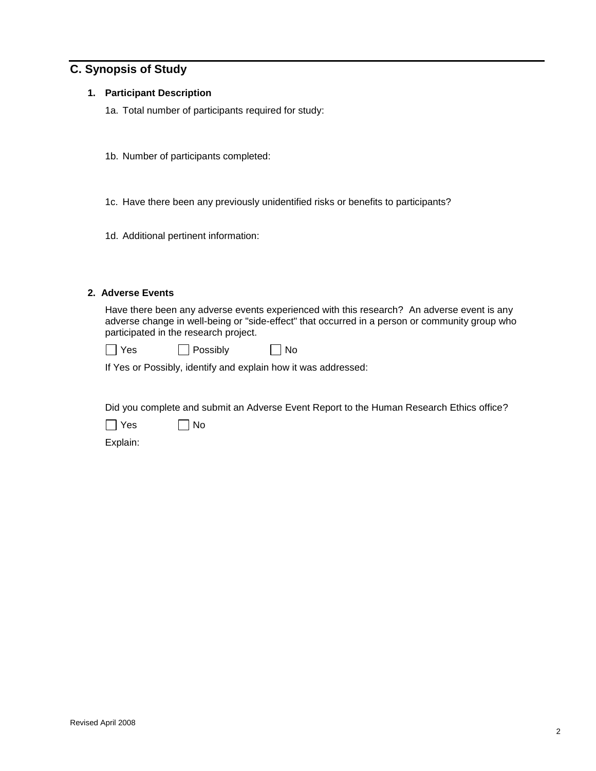## C. Synopsis of Study

**1. Participant Description**

1a. Total number of participants required for study:

1b. Number of participants completed:

1c. Have there been any previously unidentified risks or benefits to participants?

1d. Additional pertinent information:

**2. Adverse Events**

Have there been any adverse events experienced with this research? An adverse event is any adverse change in well-being or "side-effect" that occurred in a person or community group who participated in the research project.

☐ Yes ☐ Possibly ☐ No

If Yes or Possibly, identify and explain how it was addressed:

Did you complete and submit an Adverse Event Report to the Human Research Ethics office?

☐ Yes ☐ No

Explain:

Revised April 2008